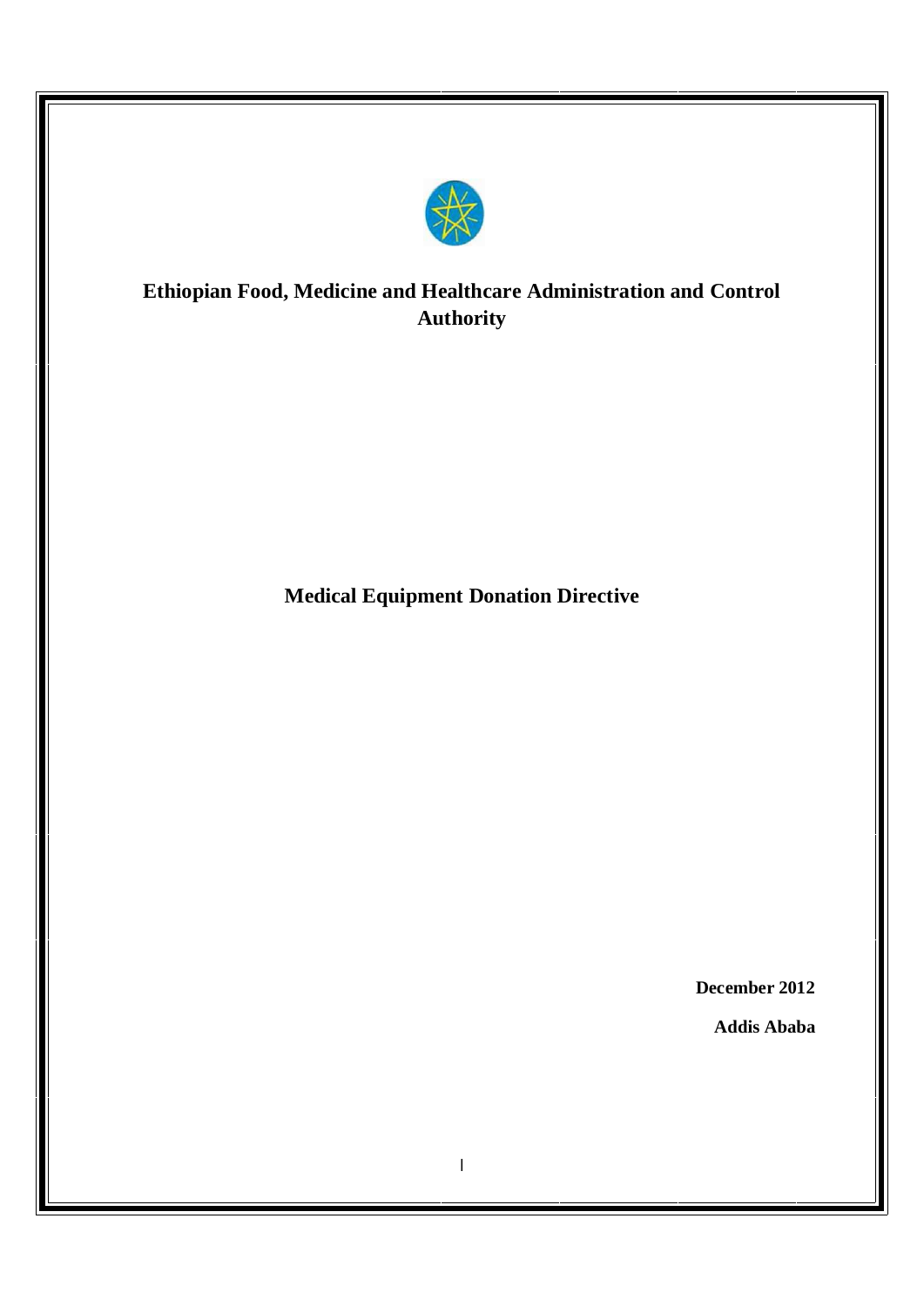# Ethiopian Food, Medicine and Healthcare Administration and Control Authority

## Medical Equipment Donation Directive

**December 2012**

**Addis Ababa**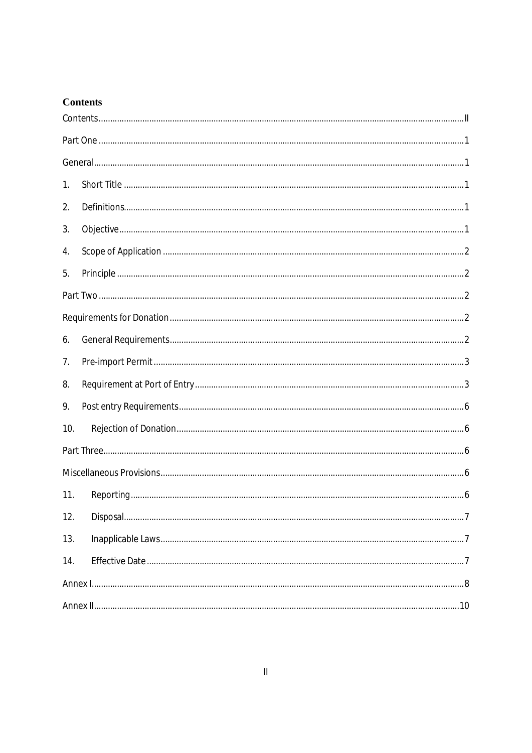**Contents**

Contents ..... II

Part One ..... 1

General ..... 1

1. Short Title ..... 1
2. Definitions ..... 1
3. Objective ..... 1
4. Scope of Application ..... 2
5. Principle ..... 2

Part Two ..... 2

Requirements for Donation ..... 2

6. General Requirements ..... 2
7. Pre-import Permit ..... 3
8. Requirement at Port of Entry ..... 3
9. Post entry Requirements ..... 6
10. Rejection of Donation ..... 6

Part Three ..... 6

Miscellaneous Provisions ..... 6

11. Reporting ..... 6
12. Disposal ..... 7
13. Inapplicable Laws ..... 7
14. Effective Date ..... 7

Annex I ..... 8

Annex II ..... 10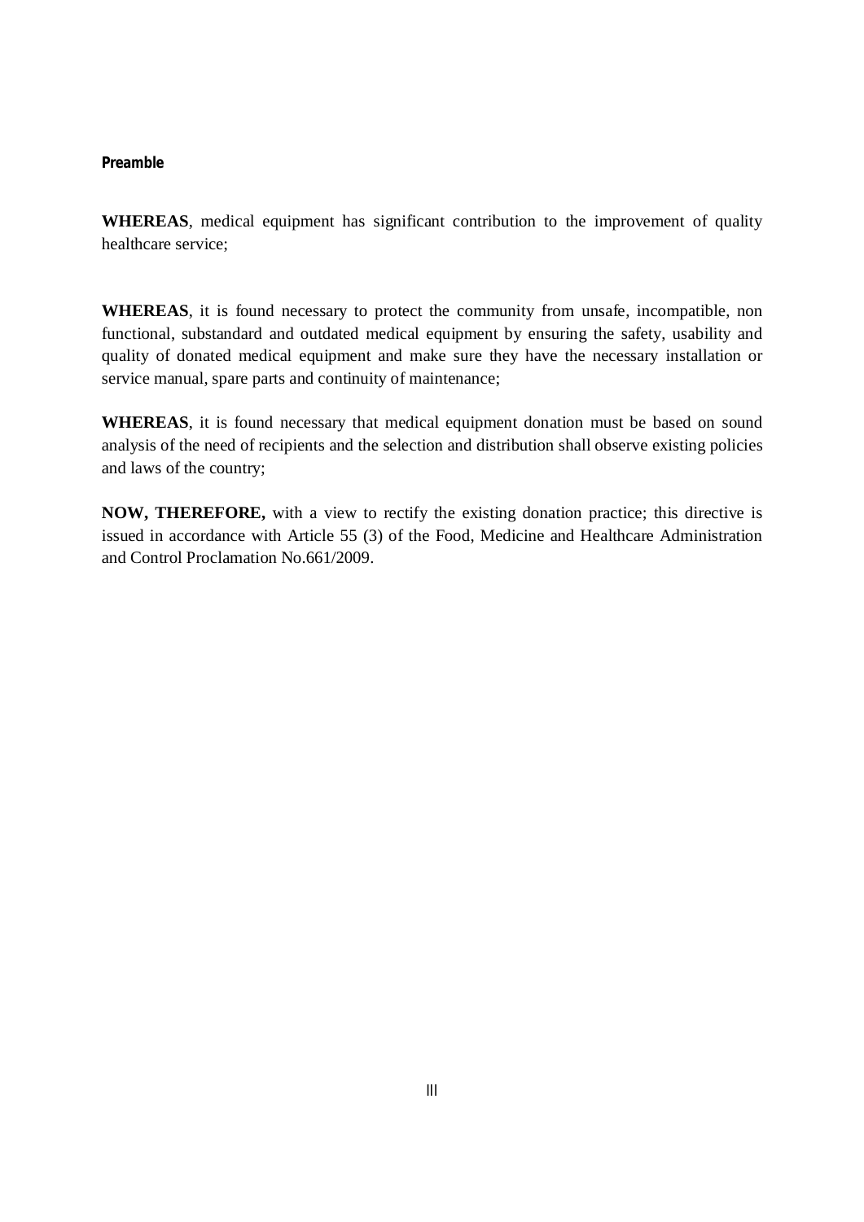## Preamble

**WHEREAS**, medical equipment has significant contribution to the improvement of quality healthcare service;

**WHEREAS**, it is found necessary to protect the community from unsafe, incompatible, non functional, substandard and outdated medical equipment by ensuring the safety, usability and quality of donated medical equipment and make sure they have the necessary installation or service manual, spare parts and continuity of maintenance;

**WHEREAS**, it is found necessary that medical equipment donation must be based on sound analysis of the need of recipients and the selection and distribution shall observe existing policies and laws of the country;

**NOW, THEREFORE,** with a view to rectify the existing donation practice; this directive is issued in accordance with Article 55 (3) of the Food, Medicine and Healthcare Administration and Control Proclamation No.661/2009.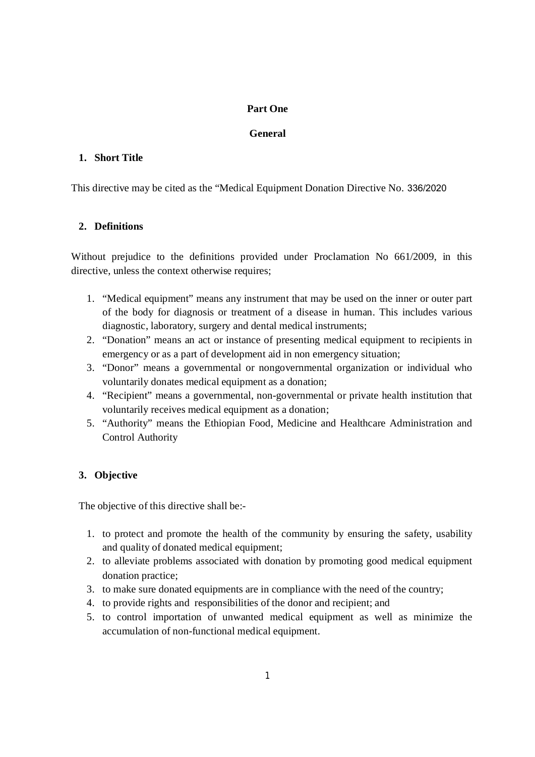## Part One

## General

### 1. Short Title

This directive may be cited as the "Medical Equipment Donation Directive No. 336/2020

### 2. Definitions

Without prejudice to the definitions provided under Proclamation No 661/2009, in this directive, unless the context otherwise requires;

1. "Medical equipment" means any instrument that may be used on the inner or outer part of the body for diagnosis or treatment of a disease in human. This includes various diagnostic, laboratory, surgery and dental medical instruments;
2. "Donation" means an act or instance of presenting medical equipment to recipients in emergency or as a part of development aid in non emergency situation;
3. "Donor" means a governmental or nongovernmental organization or individual who voluntarily donates medical equipment as a donation;
4. "Recipient" means a governmental, non-governmental or private health institution that voluntarily receives medical equipment as a donation;
5. "Authority" means the Ethiopian Food, Medicine and Healthcare Administration and Control Authority

### 3. Objective

The objective of this directive shall be:-

1. to protect and promote the health of the community by ensuring the safety, usability and quality of donated medical equipment;
2. to alleviate problems associated with donation by promoting good medical equipment donation practice;
3. to make sure donated equipments are in compliance with the need of the country;
4. to provide rights and responsibilities of the donor and recipient; and
5. to control importation of unwanted medical equipment as well as minimize the accumulation of non-functional medical equipment.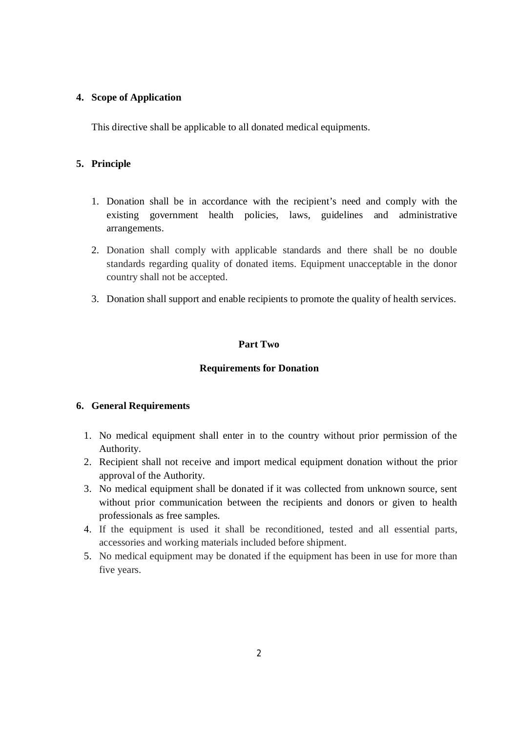### 4. Scope of Application

This directive shall be applicable to all donated medical equipments.

### 5. Principle

1. Donation shall be in accordance with the recipient's need and comply with the existing government health policies, laws, guidelines and administrative arrangements.
2. Donation shall comply with applicable standards and there shall be no double standards regarding quality of donated items. Equipment unacceptable in the donor country shall not be accepted.
3. Donation shall support and enable recipients to promote the quality of health services.

## Part Two

## Requirements for Donation

### 6. General Requirements

1. No medical equipment shall enter in to the country without prior permission of the Authority.
2. Recipient shall not receive and import medical equipment donation without the prior approval of the Authority.
3. No medical equipment shall be donated if it was collected from unknown source, sent without prior communication between the recipients and donors or given to health professionals as free samples.
4. If the equipment is used it shall be reconditioned, tested and all essential parts, accessories and working materials included before shipment.
5. No medical equipment may be donated if the equipment has been in use for more than five years.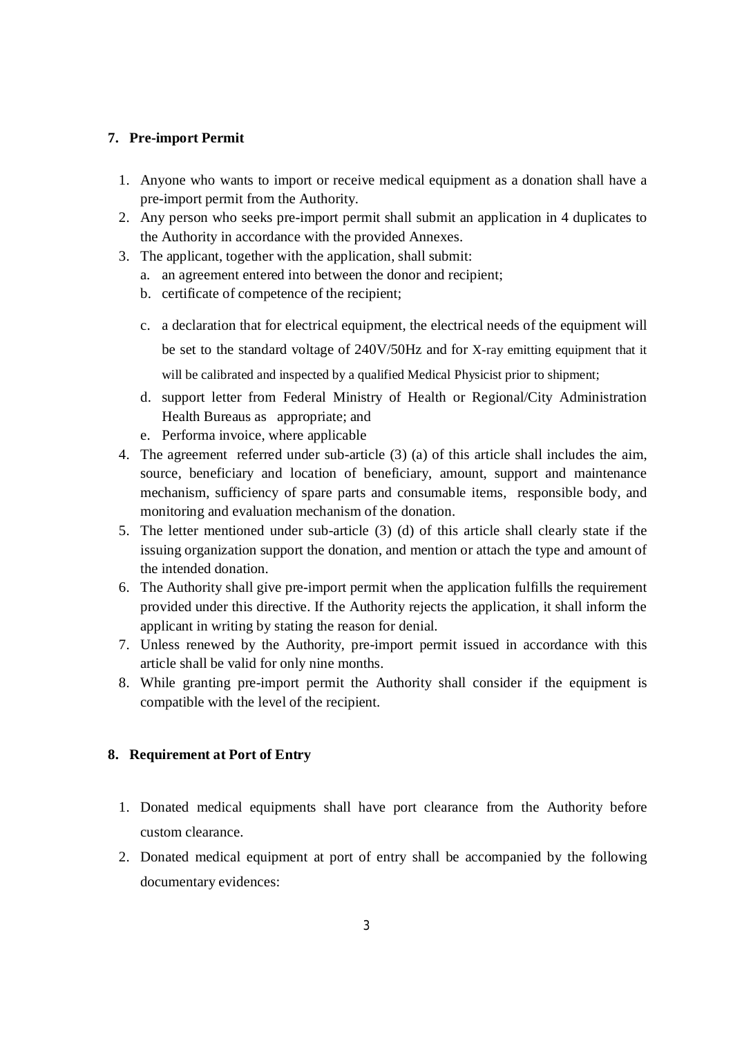## 7. Pre-import Permit

1. Anyone who wants to import or receive medical equipment as a donation shall have a pre-import permit from the Authority.
2. Any person who seeks pre-import permit shall submit an application in 4 duplicates to the Authority in accordance with the provided Annexes.
3. The applicant, together with the application, shall submit:
   a. an agreement entered into between the donor and recipient;
   b. certificate of competence of the recipient;
   c. a declaration that for electrical equipment, the electrical needs of the equipment will be set to the standard voltage of 240V/50Hz and for X-ray emitting equipment that it will be calibrated and inspected by a qualified Medical Physicist prior to shipment;
   d. support letter from Federal Ministry of Health or Regional/City Administration Health Bureaus as appropriate; and
   e. Performa invoice, where applicable
4. The agreement referred under sub-article (3) (a) of this article shall includes the aim, source, beneficiary and location of beneficiary, amount, support and maintenance mechanism, sufficiency of spare parts and consumable items, responsible body, and monitoring and evaluation mechanism of the donation.
5. The letter mentioned under sub-article (3) (d) of this article shall clearly state if the issuing organization support the donation, and mention or attach the type and amount of the intended donation.
6. The Authority shall give pre-import permit when the application fulfills the requirement provided under this directive. If the Authority rejects the application, it shall inform the applicant in writing by stating the reason for denial.
7. Unless renewed by the Authority, pre-import permit issued in accordance with this article shall be valid for only nine months.
8. While granting pre-import permit the Authority shall consider if the equipment is compatible with the level of the recipient.

## 8. Requirement at Port of Entry

1. Donated medical equipments shall have port clearance from the Authority before custom clearance.
2. Donated medical equipment at port of entry shall be accompanied by the following documentary evidences: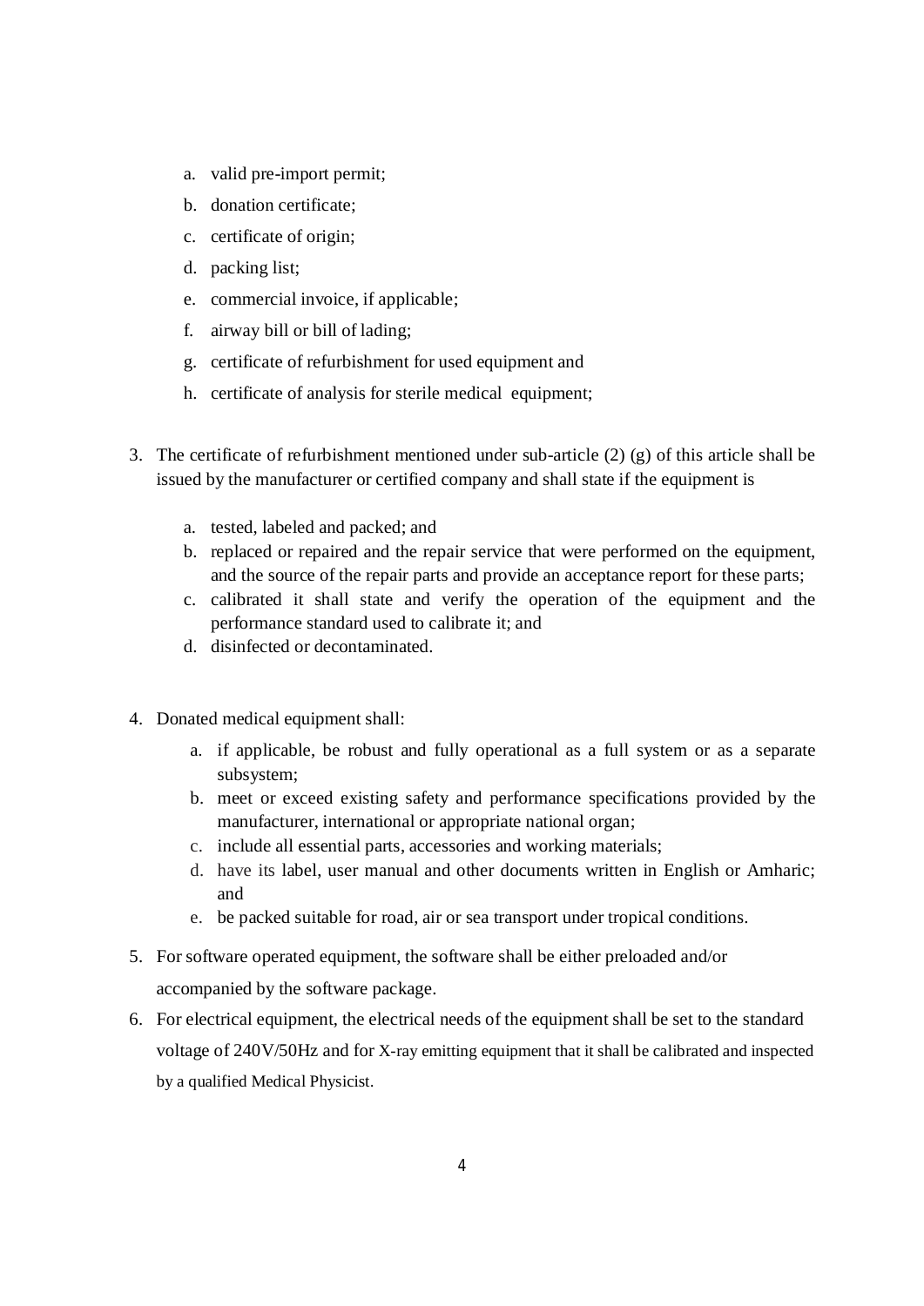a. valid pre-import permit;
   b. donation certificate;
   c. certificate of origin;
   d. packing list;
   e. commercial invoice, if applicable;
   f. airway bill or bill of lading;
   g. certificate of refurbishment for used equipment and
   h. certificate of analysis for sterile medical equipment;

3. The certificate of refurbishment mentioned under sub-article (2) (g) of this article shall be issued by the manufacturer or certified company and shall state if the equipment is
   a. tested, labeled and packed; and
   b. replaced or repaired and the repair service that were performed on the equipment, and the source of the repair parts and provide an acceptance report for these parts;
   c. calibrated it shall state and verify the operation of the equipment and the performance standard used to calibrate it; and
   d. disinfected or decontaminated.

4. Donated medical equipment shall:
   a. if applicable, be robust and fully operational as a full system or as a separate subsystem;
   b. meet or exceed existing safety and performance specifications provided by the manufacturer, international or appropriate national organ;
   c. include all essential parts, accessories and working materials;
   d. have its label, user manual and other documents written in English or Amharic; and
   e. be packed suitable for road, air or sea transport under tropical conditions.

5. For software operated equipment, the software shall be either preloaded and/or accompanied by the software package.

6. For electrical equipment, the electrical needs of the equipment shall be set to the standard voltage of 240V/50Hz and for X-ray emitting equipment that it shall be calibrated and inspected by a qualified Medical Physicist.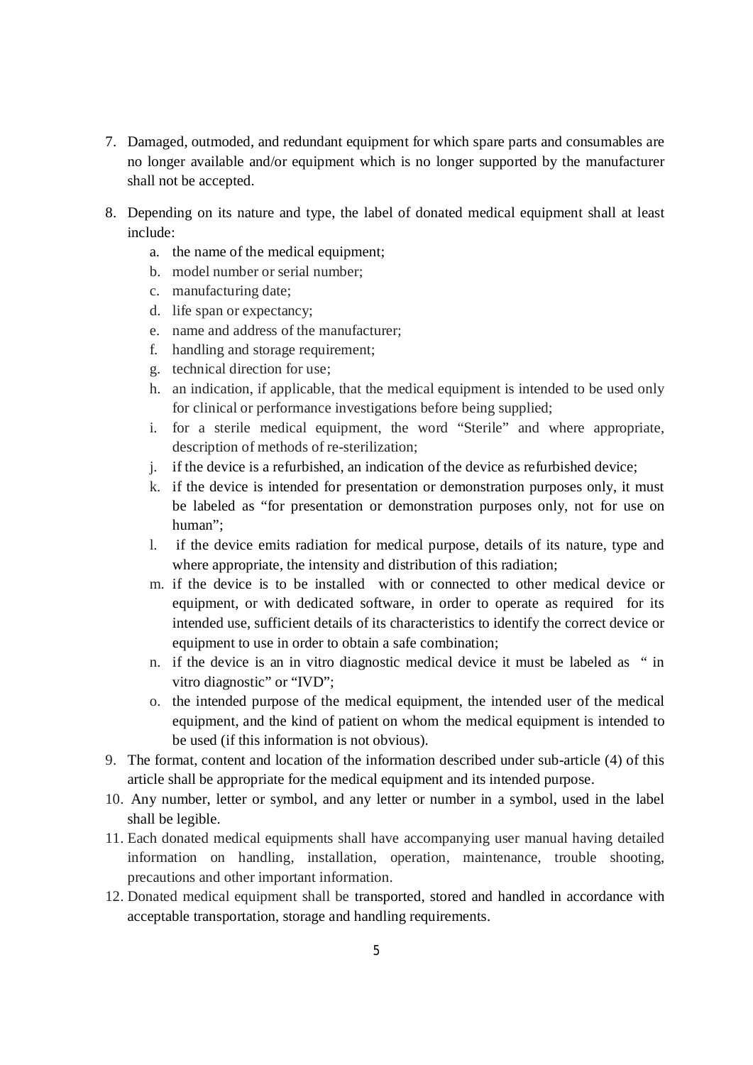7. Damaged, outmoded, and redundant equipment for which spare parts and consumables are no longer available and/or equipment which is no longer supported by the manufacturer shall not be accepted.

8. Depending on its nature and type, the label of donated medical equipment shall at least include:
   a. the name of the medical equipment;
   b. model number or serial number;
   c. manufacturing date;
   d. life span or expectancy;
   e. name and address of the manufacturer;
   f. handling and storage requirement;
   g. technical direction for use;
   h. an indication, if applicable, that the medical equipment is intended to be used only for clinical or performance investigations before being supplied;
   i. for a sterile medical equipment, the word "Sterile" and where appropriate, description of methods of re-sterilization;
   j. if the device is a refurbished, an indication of the device as refurbished device;
   k. if the device is intended for presentation or demonstration purposes only, it must be labeled as "for presentation or demonstration purposes only, not for use on human";
   l. if the device emits radiation for medical purpose, details of its nature, type and where appropriate, the intensity and distribution of this radiation;
   m. if the device is to be installed with or connected to other medical device or equipment, or with dedicated software, in order to operate as required for its intended use, sufficient details of its characteristics to identify the correct device or equipment to use in order to obtain a safe combination;
   n. if the device is an in vitro diagnostic medical device it must be labeled as " in vitro diagnostic" or "IVD";
   o. the intended purpose of the medical equipment, the intended user of the medical equipment, and the kind of patient on whom the medical equipment is intended to be used (if this information is not obvious).
9. The format, content and location of the information described under sub-article (4) of this article shall be appropriate for the medical equipment and its intended purpose.
10. Any number, letter or symbol, and any letter or number in a symbol, used in the label shall be legible.
11. Each donated medical equipments shall have accompanying user manual having detailed information on handling, installation, operation, maintenance, trouble shooting, precautions and other important information.
12. Donated medical equipment shall be transported, stored and handled in accordance with acceptable transportation, storage and handling requirements.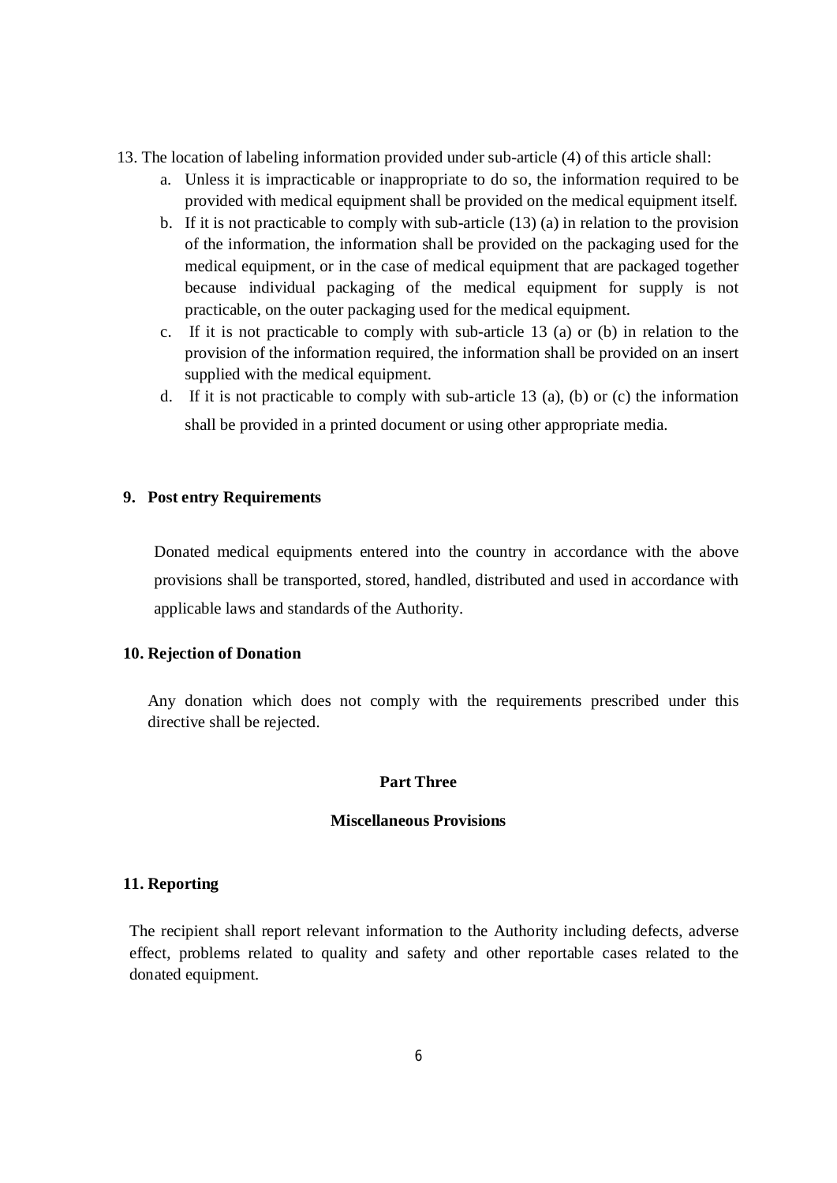13. The location of labeling information provided under sub-article (4) of this article shall:
    a. Unless it is impracticable or inappropriate to do so, the information required to be provided with medical equipment shall be provided on the medical equipment itself.
    b. If it is not practicable to comply with sub-article (13) (a) in relation to the provision of the information, the information shall be provided on the packaging used for the medical equipment, or in the case of medical equipment that are packaged together because individual packaging of the medical equipment for supply is not practicable, on the outer packaging used for the medical equipment.
    c. If it is not practicable to comply with sub-article 13 (a) or (b) in relation to the provision of the information required, the information shall be provided on an insert supplied with the medical equipment.
    d. If it is not practicable to comply with sub-article 13 (a), (b) or (c) the information shall be provided in a printed document or using other appropriate media.

**9. Post entry Requirements**

Donated medical equipments entered into the country in accordance with the above provisions shall be transported, stored, handled, distributed and used in accordance with applicable laws and standards of the Authority.

**10. Rejection of Donation**

Any donation which does not comply with the requirements prescribed under this directive shall be rejected.

## Part Three

## Miscellaneous Provisions

**11. Reporting**

The recipient shall report relevant information to the Authority including defects, adverse effect, problems related to quality and safety and other reportable cases related to the donated equipment.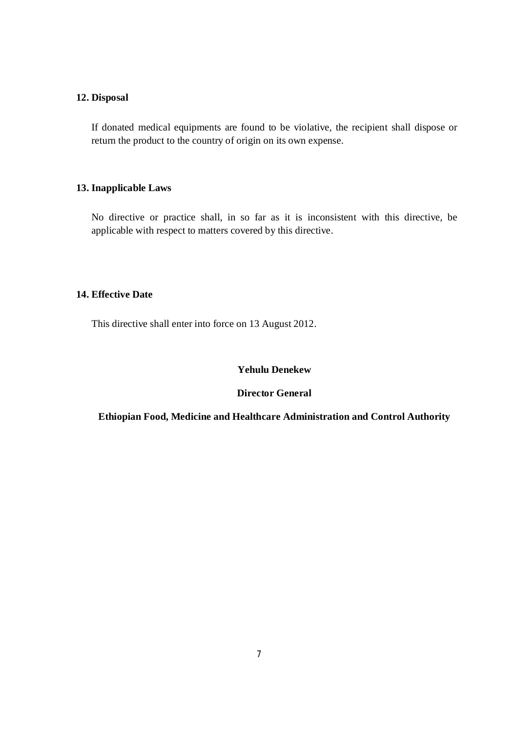## 12. Disposal

If donated medical equipments are found to be violative, the recipient shall dispose or return the product to the country of origin on its own expense.

## 13. Inapplicable Laws

No directive or practice shall, in so far as it is inconsistent with this directive, be applicable with respect to matters covered by this directive.

## 14. Effective Date

This directive shall enter into force on 13 August 2012.

**Yehulu Denekew**

**Director General**

**Ethiopian Food, Medicine and Healthcare Administration and Control Authority**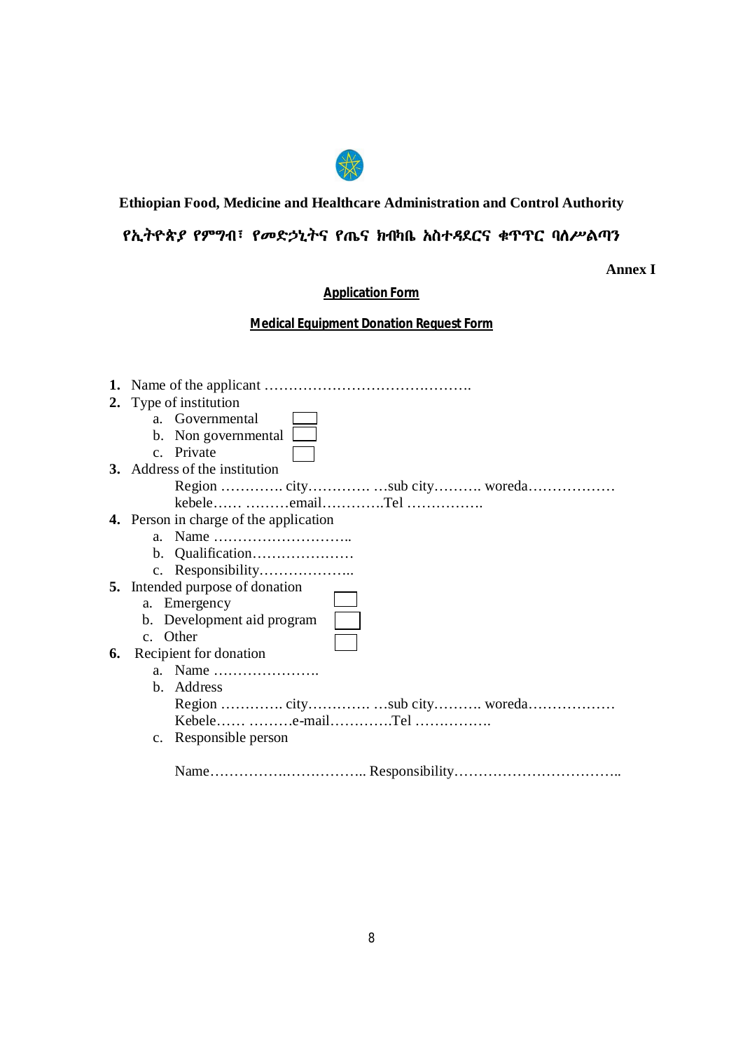**Ethiopian Food, Medicine and Healthcare Administration and Control Authority**

**የኢትዮጵያ የምግብ፣ የመድኃኒትና የጤና ክብካቤ አስተዳደርና ቁጥጥር ባለሥልጣን**

**Annex I**

**Application Form**

**Medical Equipment Donation Request Form**

1. Name of the applicant ……………………………….……….
2. Type of institution
   a. Governmental ☐
   b. Non governmental ☐
   c. Private ☐
3. Address of the institution
   Region …………. city…………. …sub city………. woreda………………
   kebele…… ………email………….Tel …………….
4. Person in charge of the application
   a. Name ………………………..
   b. Qualification…………………
   c. Responsibility………………..
5. Intended purpose of donation
   a. Emergency ☐
   b. Development aid program ☐
   c. Other ☐
6. Recipient for donation
   a. Name ………………….
   b. Address
      Region …………. city…………. …sub city………. woreda………………
      Kebele…… ………e-mail………….Tel …………….
   c. Responsible person

      Name…………….…………….. Responsibility……………………………..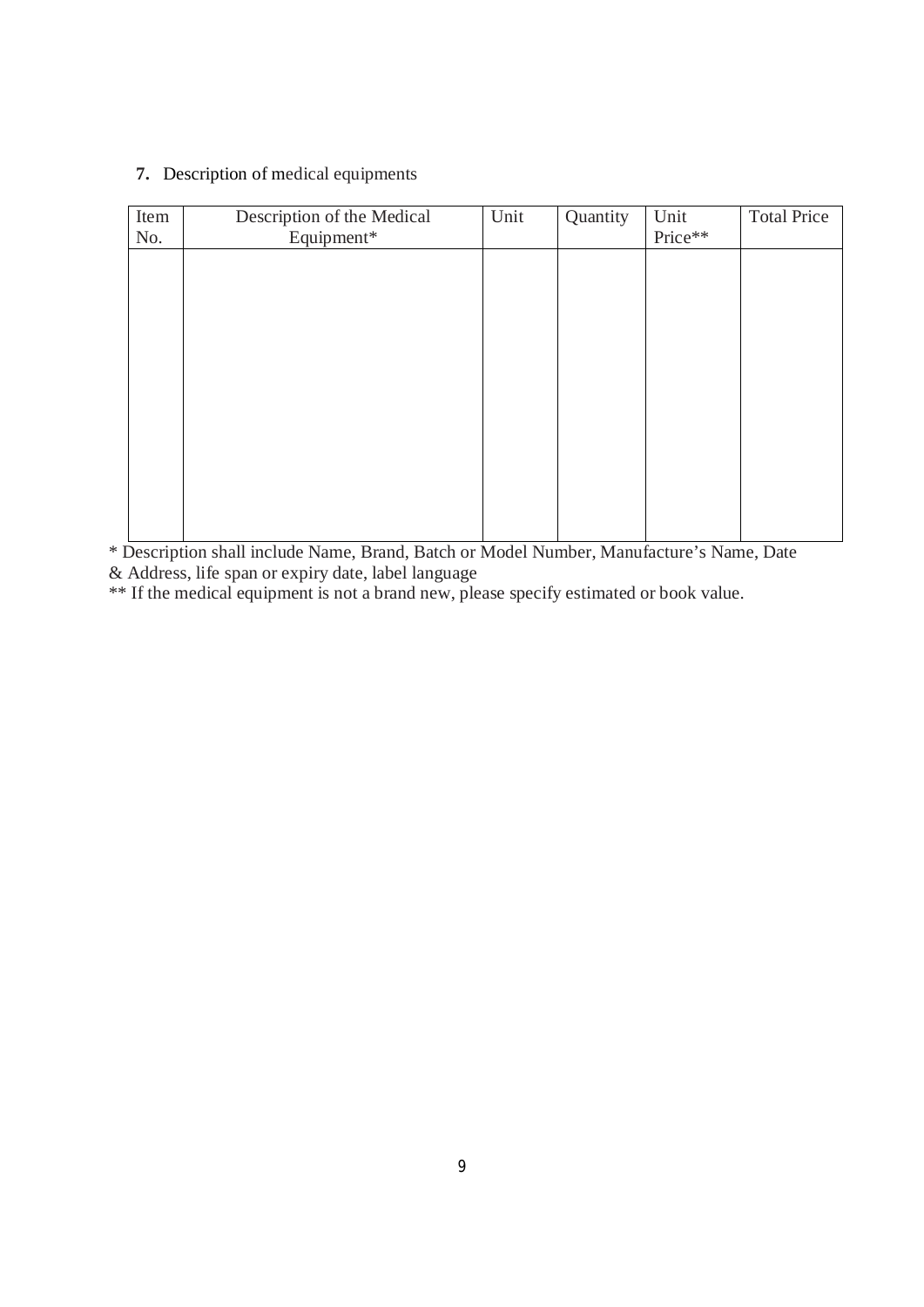**7.** Description of medical equipments

| Item No. | Description of the Medical Equipment* | Unit | Quantity | Unit Price** | Total Price |
|---|---|---|---|---|---|
| | | | | | |

* Description shall include Name, Brand, Batch or Model Number, Manufacture's Name, Date & Address, life span or expiry date, label language

** If the medical equipment is not a brand new, please specify estimated or book value.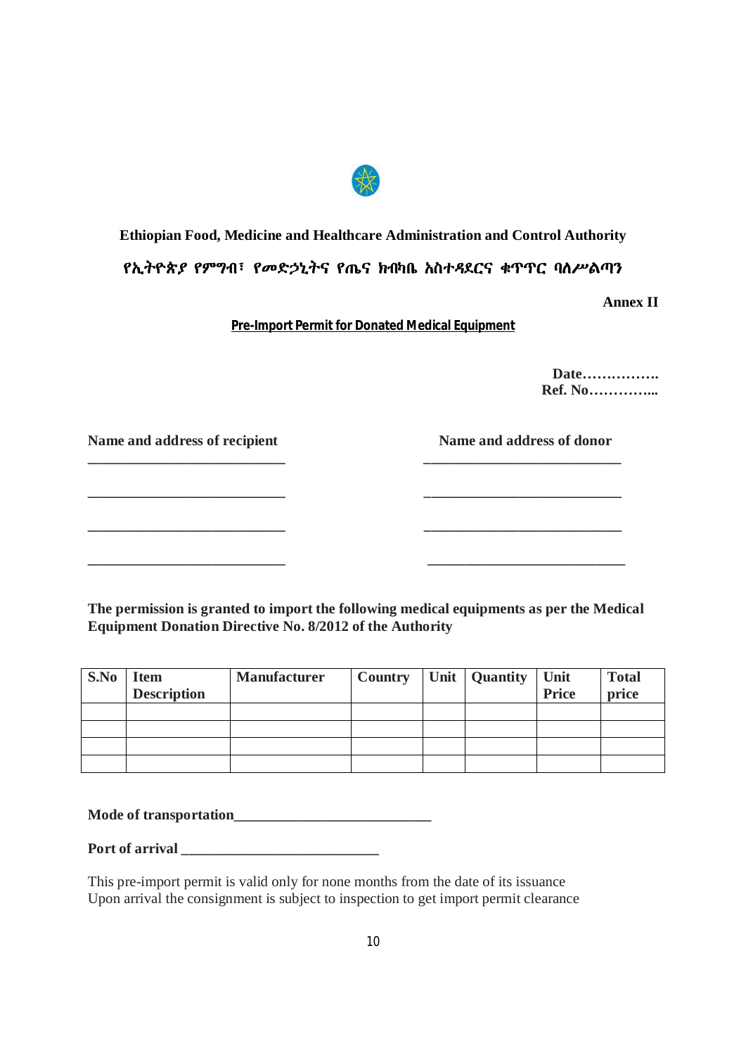**Ethiopian Food, Medicine and Healthcare Administration and Control Authority**

**የኢትዮጵያ የምግብ፣ የመድኃኒትና የጤና ክብካቤ አስተዳደርና ቁጥጥር ባለሥልጣን**

**Annex II**

**Pre-Import Permit for Donated Medical Equipment**

**Date…………….**
**Ref. No…………...**

**Name and address of recipient**

\_\_\_\_\_\_\_\_\_\_\_\_\_\_\_\_\_\_\_\_\_\_\_\_\_\_\_\_

\_\_\_\_\_\_\_\_\_\_\_\_\_\_\_\_\_\_\_\_\_\_\_\_\_\_\_\_

\_\_\_\_\_\_\_\_\_\_\_\_\_\_\_\_\_\_\_\_\_\_\_\_\_\_\_\_

\_\_\_\_\_\_\_\_\_\_\_\_\_\_\_\_\_\_\_\_\_\_\_\_\_\_\_\_

**Name and address of donor**

\_\_\_\_\_\_\_\_\_\_\_\_\_\_\_\_\_\_\_\_\_\_\_\_\_\_\_\_

\_\_\_\_\_\_\_\_\_\_\_\_\_\_\_\_\_\_\_\_\_\_\_\_\_\_\_\_

\_\_\_\_\_\_\_\_\_\_\_\_\_\_\_\_\_\_\_\_\_\_\_\_\_\_\_\_

\_\_\_\_\_\_\_\_\_\_\_\_\_\_\_\_\_\_\_\_\_\_\_\_\_\_\_\_

**The permission is granted to import the following medical equipments as per the Medical Equipment Donation Directive No. 8/2012 of the Authority**

| S.No | Item Description | Manufacturer | Country | Unit | Quantity | Unit Price | Total price |
|---|---|---|---|---|---|---|---|
| | | | | | | | |
| | | | | | | | |
| | | | | | | | |
| | | | | | | | |

**Mode of transportation**\_\_\_\_\_\_\_\_\_\_\_\_\_\_\_\_\_\_\_\_\_\_\_\_\_\_\_\_

**Port of arrival** \_\_\_\_\_\_\_\_\_\_\_\_\_\_\_\_\_\_\_\_\_\_\_\_\_\_\_\_

This pre-import permit is valid only for none months from the date of its issuance
Upon arrival the consignment is subject to inspection to get import permit clearance